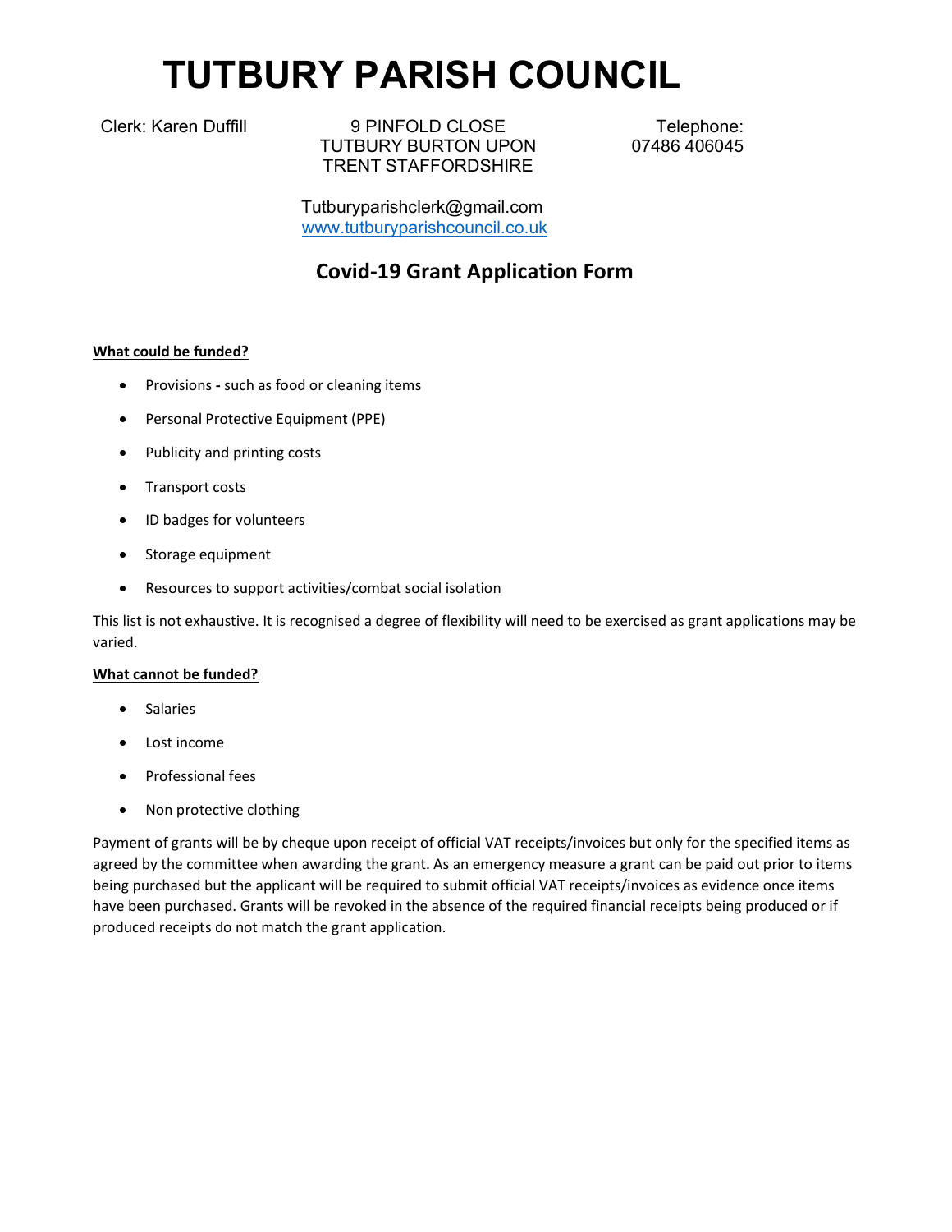# TUTBURY PARISH COUNCIL

Clerk: Karen Duffill

9 PINFOLD CLOSE
TUTBURY BURTON UPON
TRENT STAFFORDSHIRE

Telephone:
07486 406045

Tutburyparishclerk@gmail.com
www.tutburyparishcouncil.co.uk

## Covid-19 Grant Application Form

**What could be funded?**

- Provisions **-** such as food or cleaning items
- Personal Protective Equipment (PPE)
- Publicity and printing costs
- Transport costs
- ID badges for volunteers
- Storage equipment
- Resources to support activities/combat social isolation

This list is not exhaustive. It is recognised a degree of flexibility will need to be exercised as grant applications may be varied.

**What cannot be funded?**

- Salaries
- Lost income
- Professional fees
- Non protective clothing

Payment of grants will be by cheque upon receipt of official VAT receipts/invoices but only for the specified items as agreed by the committee when awarding the grant. As an emergency measure a grant can be paid out prior to items being purchased but the applicant will be required to submit official VAT receipts/invoices as evidence once items have been purchased. Grants will be revoked in the absence of the required financial receipts being produced or if produced receipts do not match the grant application.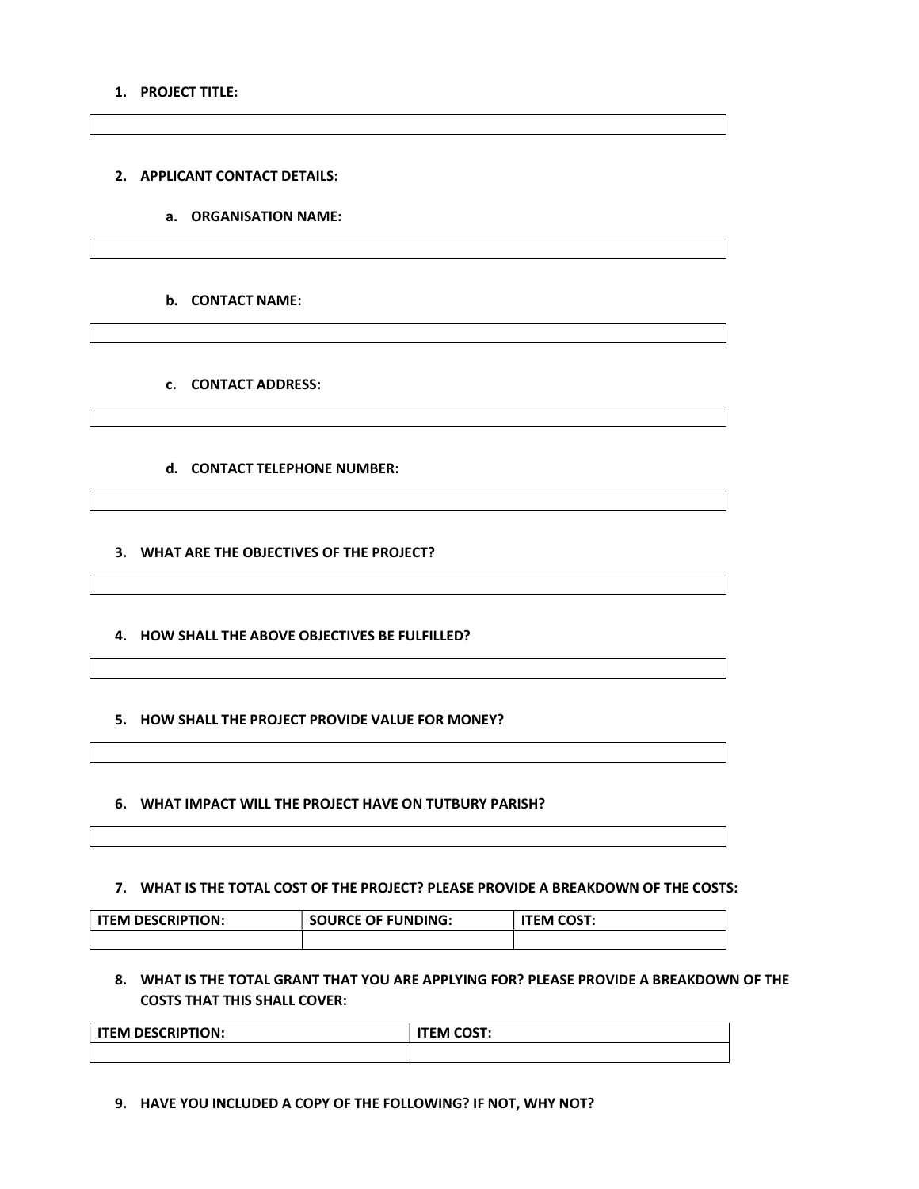1. **PROJECT TITLE:**

2. **APPLICANT CONTACT DETAILS:**

   a. **ORGANISATION NAME:**

   b. **CONTACT NAME:**

   c. **CONTACT ADDRESS:**

   d. **CONTACT TELEPHONE NUMBER:**

3. **WHAT ARE THE OBJECTIVES OF THE PROJECT?**

4. **HOW SHALL THE ABOVE OBJECTIVES BE FULFILLED?**

5. **HOW SHALL THE PROJECT PROVIDE VALUE FOR MONEY?**

6. **WHAT IMPACT WILL THE PROJECT HAVE ON TUTBURY PARISH?**

7. **WHAT IS THE TOTAL COST OF THE PROJECT? PLEASE PROVIDE A BREAKDOWN OF THE COSTS:**

| ITEM DESCRIPTION: | SOURCE OF FUNDING: | ITEM COST: |
|---|---|---|
| | | |

8. **WHAT IS THE TOTAL GRANT THAT YOU ARE APPLYING FOR? PLEASE PROVIDE A BREAKDOWN OF THE COSTS THAT THIS SHALL COVER:**

| ITEM DESCRIPTION: | ITEM COST: |
|---|---|
| | |

9. **HAVE YOU INCLUDED A COPY OF THE FOLLOWING? IF NOT, WHY NOT?**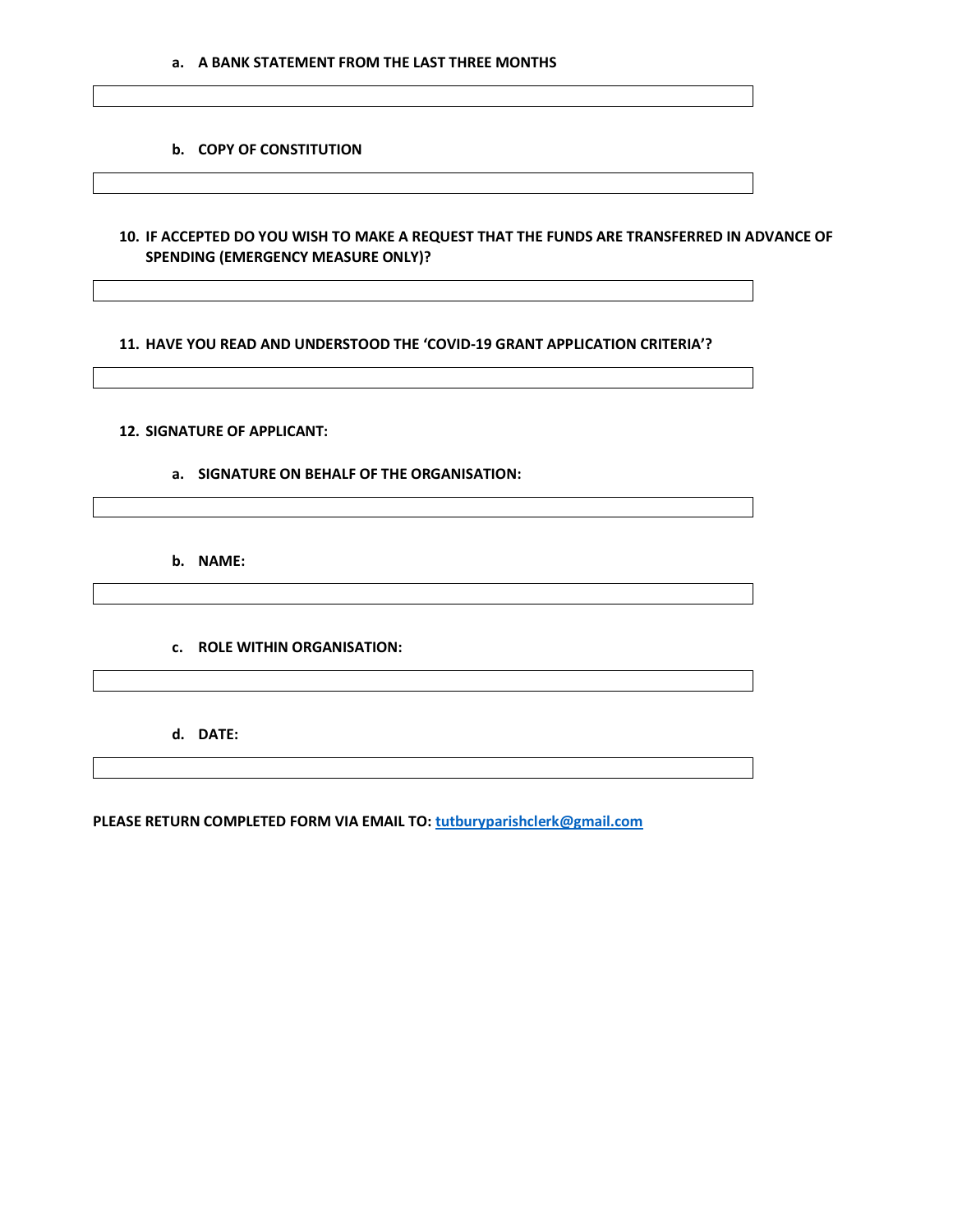a. **A BANK STATEMENT FROM THE LAST THREE MONTHS**

b. **COPY OF CONSTITUTION**

10. **IF ACCEPTED DO YOU WISH TO MAKE A REQUEST THAT THE FUNDS ARE TRANSFERRED IN ADVANCE OF SPENDING (EMERGENCY MEASURE ONLY)?**

11. **HAVE YOU READ AND UNDERSTOOD THE 'COVID-19 GRANT APPLICATION CRITERIA'?**

12. **SIGNATURE OF APPLICANT:**

    a. **SIGNATURE ON BEHALF OF THE ORGANISATION:**

    b. **NAME:**

    c. **ROLE WITHIN ORGANISATION:**

    d. **DATE:**

**PLEASE RETURN COMPLETED FORM VIA EMAIL TO: [tutburyparishclerk@gmail.com](mailto:tutburyparishclerk@gmail.com)**